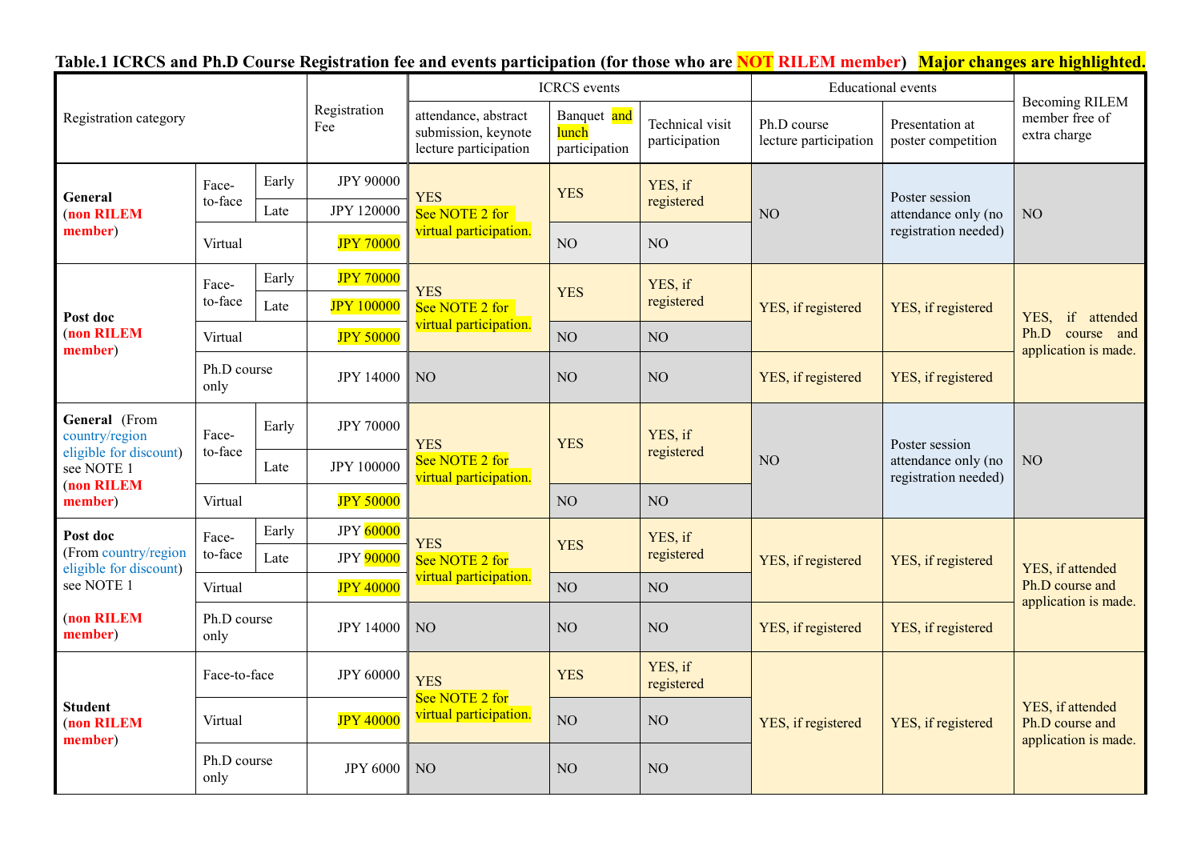**Table.1 ICRCS and Ph.D Course Registration fee and events participation (for those who are NOT RILEM member) Major changes are highlighted.**

| Registration category | | | Registration Fee | ICRCS events | | | Educational events | | Becoming RILEM member free of extra charge |
|---|---|---|---|---|---|---|---|---|---|
| | | | | attendance, abstract submission, keynote lecture participation | Banquet and lunch participation | Technical visit participation | Ph.D course lecture participation | Presentation at poster competition | |
| **General** (non RILEM member) | Face-to-face | Early | JPY 90000 | YES See NOTE 2 for virtual participation. | YES | YES, if registered | NO | Poster session attendance only (no registration needed) | NO |
| | | Late | JPY 120000 | | | | | | |
| | Virtual | | JPY 70000 | | NO | NO | | | |
| **Post doc** (non RILEM member) | Face-to-face | Early | JPY 70000 | YES See NOTE 2 for virtual participation. | YES | YES, if registered | YES, if registered | YES, if registered | YES, if attended Ph.D course and application is made. |
| | | Late | JPY 100000 | | | | | | |
| | Virtual | | JPY 50000 | | NO | NO | | | |
| | Ph.D course only | | JPY 14000 | NO | NO | NO | YES, if registered | YES, if registered | |
| **General** (From country/region eligible for discount) see NOTE 1 (non RILEM member) | Face-to-face | Early | JPY 70000 | YES See NOTE 2 for virtual participation. | YES | YES, if registered | NO | Poster session attendance only (no registration needed) | NO |
| | | Late | JPY 100000 | | | | | | |
| | Virtual | | JPY 50000 | | NO | NO | | | |
| **Post doc** (From country/region eligible for discount) see NOTE 1 (non RILEM member) | Face-to-face | Early | JPY 60000 | YES See NOTE 2 for virtual participation. | YES | YES, if registered | YES, if registered | YES, if registered | YES, if attended Ph.D course and application is made. |
| | | Late | JPY 90000 | | | | | | |
| | Virtual | | JPY 40000 | | NO | NO | | | |
| | Ph.D course only | | JPY 14000 | NO | NO | NO | YES, if registered | YES, if registered | |
| **Student** (non RILEM member) | Face-to-face | | JPY 60000 | YES See NOTE 2 for virtual participation. | YES | YES, if registered | YES, if registered | YES, if registered | YES, if attended Ph.D course and application is made. |
| | Virtual | | JPY 40000 | | NO | NO | | | |
| | Ph.D course only | | JPY 6000 | NO | NO | NO | | | |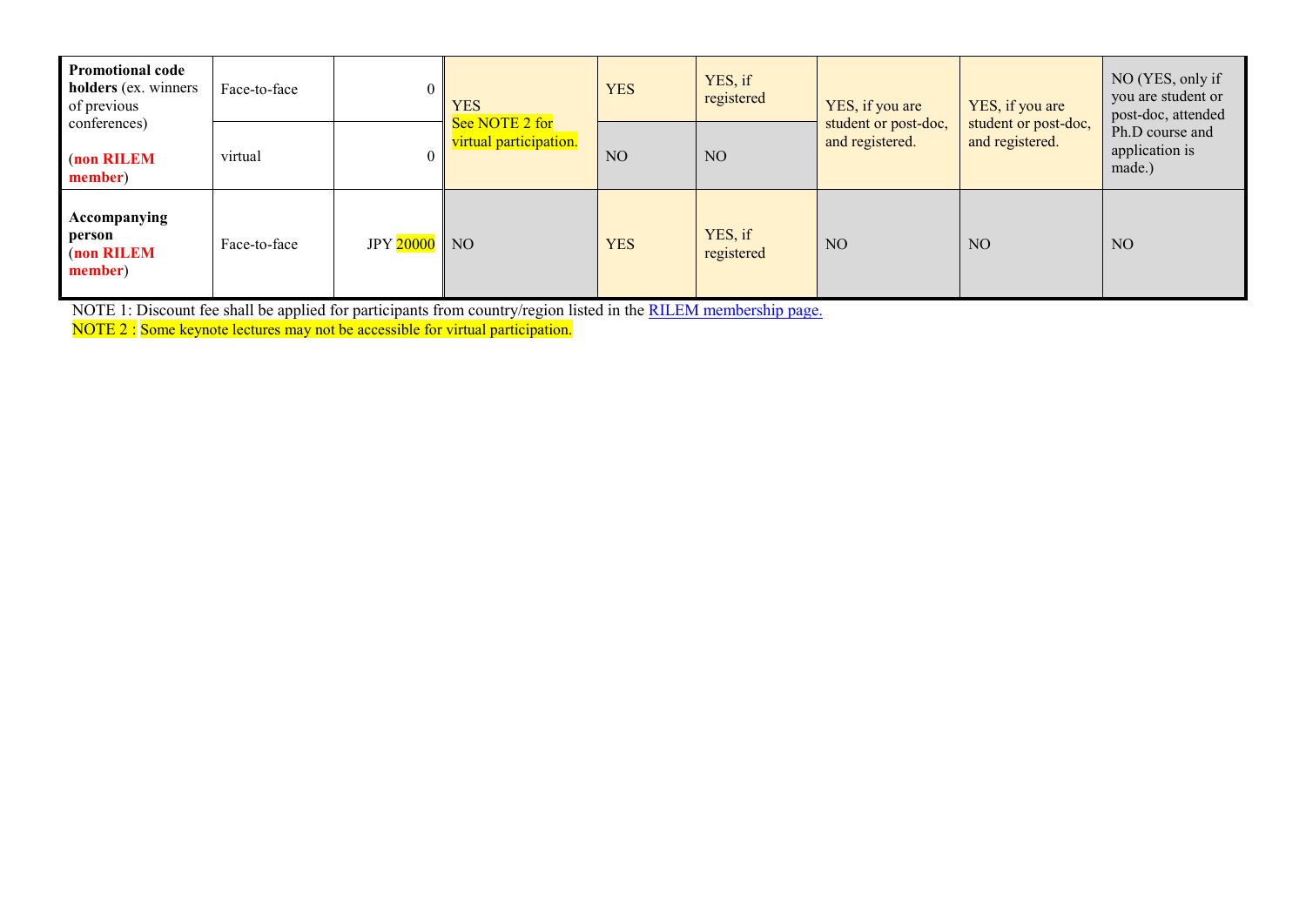| | | | | | | | | |
|---|---|---|---|---|---|---|---|---|
| **Promotional code holders** (ex. winners of previous conferences) (**non RILEM member**) | Face-to-face | 0 | YES See NOTE 2 for virtual participation. | YES | YES, if registered | YES, if you are student or post-doc, and registered. | YES, if you are student or post-doc, and registered. | NO (YES, only if you are student or post-doc, attended Ph.D course and application is made.) |
| | virtual | 0 | | NO | NO | | | |
| **Accompanying person** (**non RILEM member**) | Face-to-face | JPY 20000 | NO | YES | YES, if registered | NO | NO | NO |

NOTE 1: Discount fee shall be applied for participants from country/region listed in the RILEM membership page.

NOTE 2 : Some keynote lectures may not be accessible for virtual participation.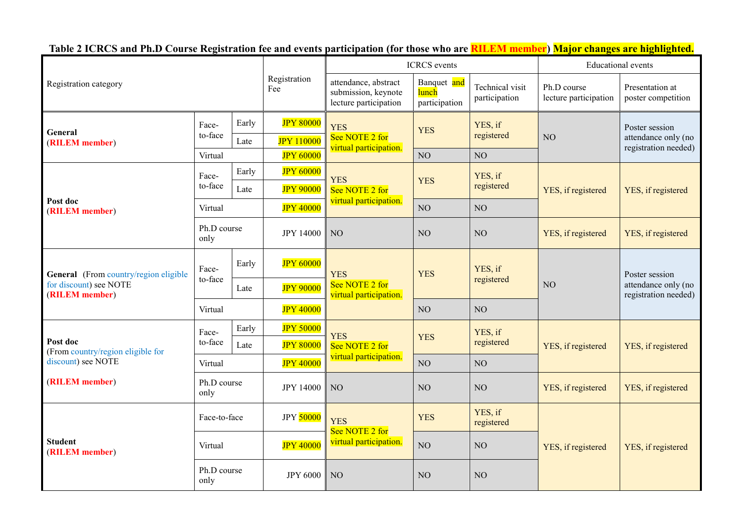**Table 2 ICRCS and Ph.D Course Registration fee and events participation (for those who are RILEM member) Major changes are highlighted.**

| Registration category | | | Registration Fee | ICRCS events | | | Educational events | |
|---|---|---|---|---|---|---|---|---|
| | | | | attendance, abstract submission, keynote lecture participation | Banquet and lunch participation | Technical visit participation | Ph.D course lecture participation | Presentation at poster competition |
| **General** (**RILEM member**) | Face-to-face | Early | JPY 80000 | YES See NOTE 2 for virtual participation. | YES | YES, if registered | NO | Poster session attendance only (no registration needed) |
| | | Late | JPY 110000 | | | | | |
| | Virtual | | JPY 60000 | | NO | NO | | |
| **Post doc** (**RILEM member**) | Face-to-face | Early | JPY 60000 | YES See NOTE 2 for virtual participation. | YES | YES, if registered | YES, if registered | YES, if registered |
| | | Late | JPY 90000 | | | | | |
| | Virtual | | JPY 40000 | | NO | NO | | |
| | Ph.D course only | | JPY 14000 | NO | NO | NO | YES, if registered | YES, if registered |
| **General** (From country/region eligible for discount) see NOTE (**RILEM member**) | Face-to-face | Early | JPY 60000 | YES See NOTE 2 for virtual participation. | YES | YES, if registered | NO | Poster session attendance only (no registration needed) |
| | | Late | JPY 90000 | | | | | |
| | Virtual | | JPY 40000 | | NO | NO | | |
| **Post doc** (From country/region eligible for discount) see NOTE (**RILEM member**) | Face-to-face | Early | JPY 50000 | YES See NOTE 2 for virtual participation. | YES | YES, if registered | YES, if registered | YES, if registered |
| | | Late | JPY 80000 | | | | | |
| | Virtual | | JPY 40000 | | NO | NO | | |
| | Ph.D course only | | JPY 14000 | NO | NO | NO | YES, if registered | YES, if registered |
| **Student** (**RILEM member**) | Face-to-face | | JPY 50000 | YES See NOTE 2 for virtual participation. | YES | YES, if registered | YES, if registered | YES, if registered |
| | Virtual | | JPY 40000 | | NO | NO | | |
| | Ph.D course only | | JPY 6000 | NO | NO | NO | | |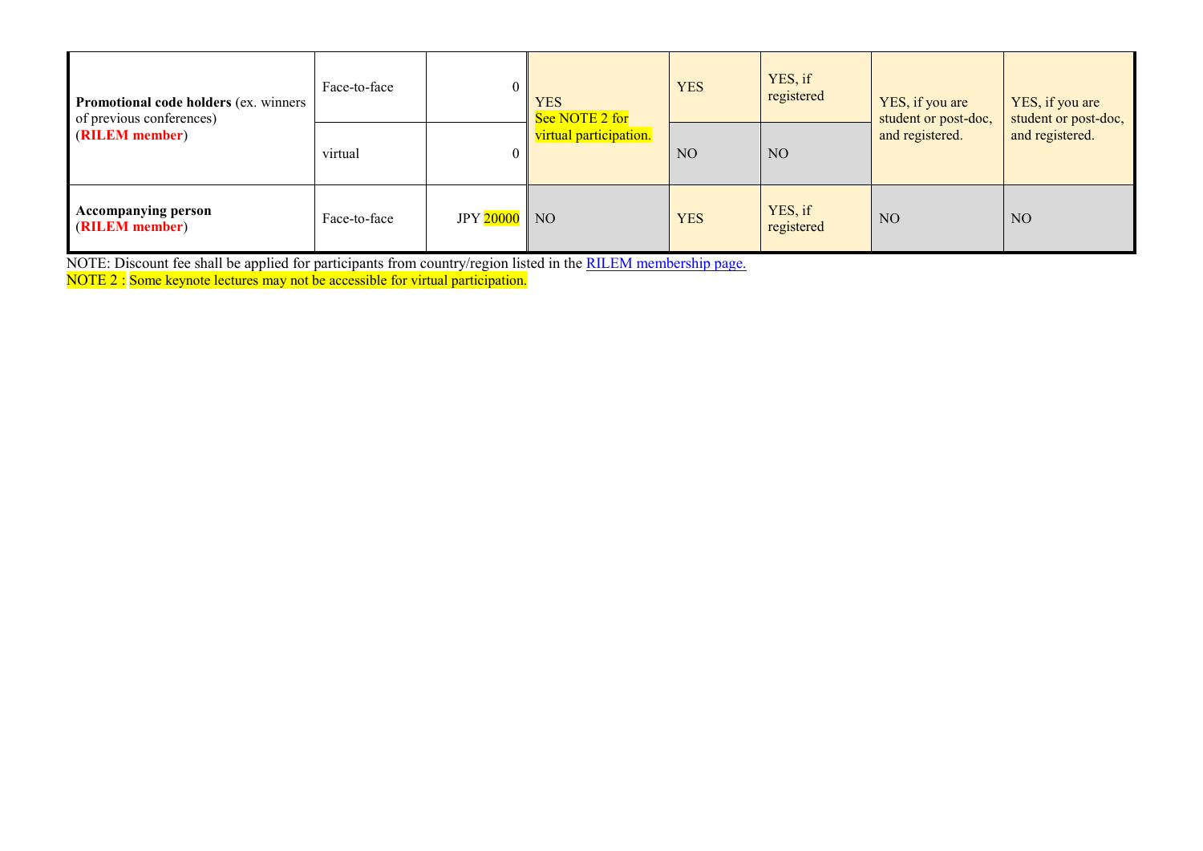| | | | | | | | |
|---|---|---|---|---|---|---|---|
| **Promotional code holders** (ex. winners of previous conferences) (**RILEM member**) | Face-to-face | 0 | YES See NOTE 2 for virtual participation. | YES | YES, if registered | YES, if you are student or post-doc, and registered. | YES, if you are student or post-doc, and registered. |
| | virtual | 0 | | NO | NO | | |
| **Accompanying person** (**RILEM member**) | Face-to-face | JPY 20000 | NO | YES | YES, if registered | NO | NO |

NOTE: Discount fee shall be applied for participants from country/region listed in the RILEM membership page.

NOTE 2 : Some keynote lectures may not be accessible for virtual participation.